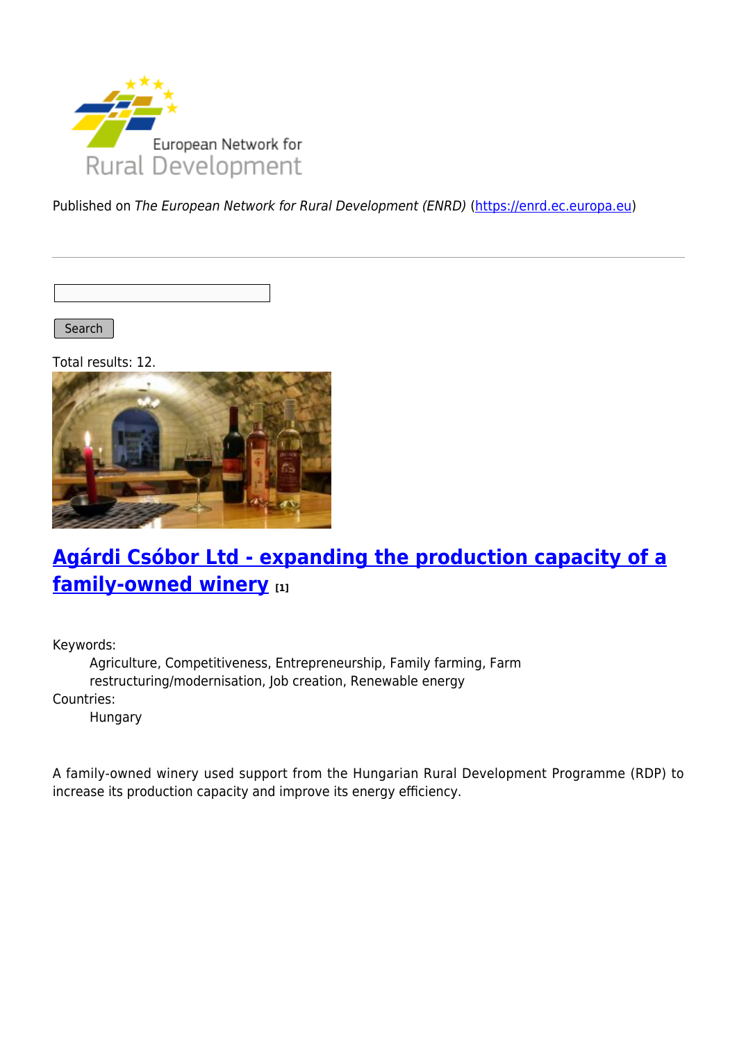Published on *The European Network for Rural Development (ENRD)* (https://enrd.ec.europa.eu)

Search

Total results: 12.

## Agárdi Csóbor Ltd - expanding the production capacity of a family-owned winery [1]

Keywords:
: Agriculture, Competitiveness, Entrepreneurship, Family farming, Farm restructuring/modernisation, Job creation, Renewable energy

Countries:
: Hungary

A family-owned winery used support from the Hungarian Rural Development Programme (RDP) to increase its production capacity and improve its energy efficiency.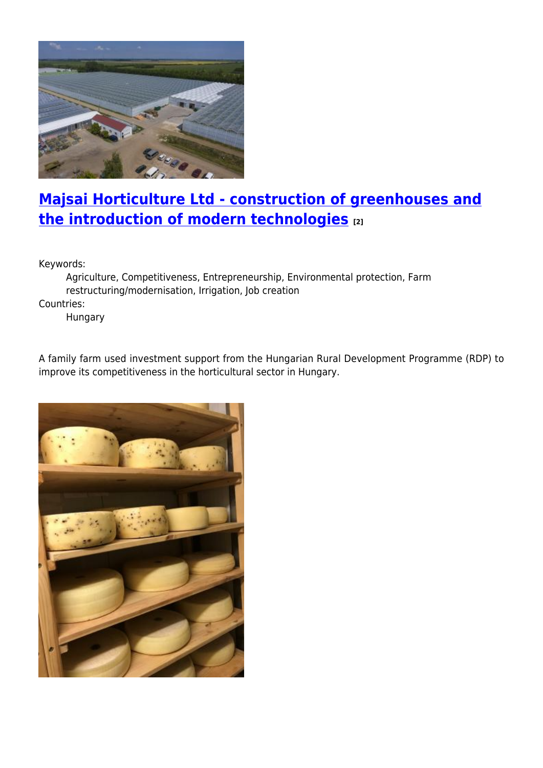## [Majsai Horticulture Ltd - construction of greenhouses and the introduction of modern technologies](#) [2]

Keywords:
: Agriculture, Competitiveness, Entrepreneurship, Environmental protection, Farm restructuring/modernisation, Irrigation, Job creation

Countries:
: Hungary

A family farm used investment support from the Hungarian Rural Development Programme (RDP) to improve its competitiveness in the horticultural sector in Hungary.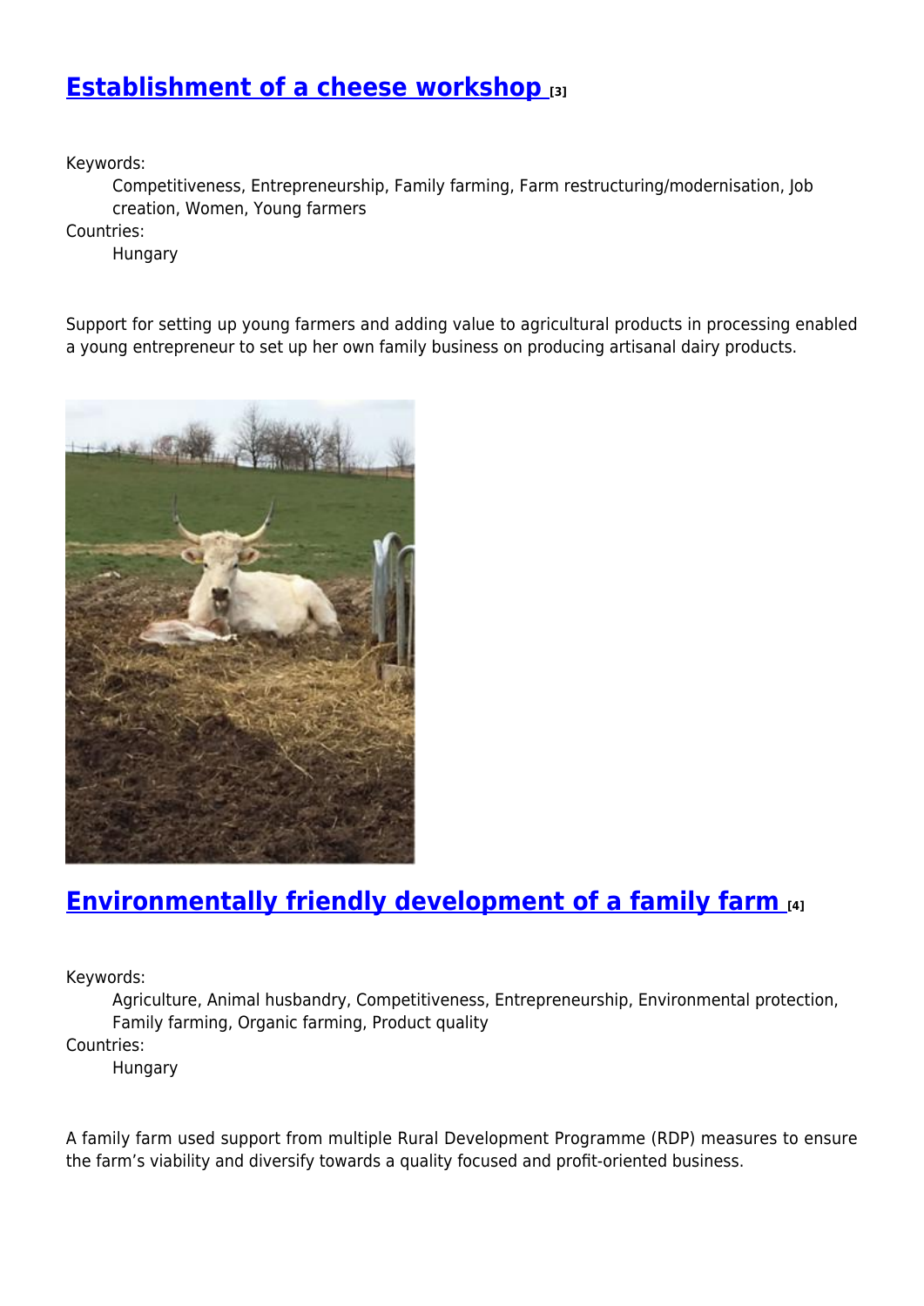## [Establishment of a cheese workshop](#) [3]

Keywords:

Competitiveness, Entrepreneurship, Family farming, Farm restructuring/modernisation, Job creation, Women, Young farmers

Countries:

Hungary

Support for setting up young farmers and adding value to agricultural products in processing enabled a young entrepreneur to set up her own family business on producing artisanal dairy products.

## [Environmentally friendly development of a family farm](#) [4]

Keywords:

Agriculture, Animal husbandry, Competitiveness, Entrepreneurship, Environmental protection, Family farming, Organic farming, Product quality

Countries:

Hungary

A family farm used support from multiple Rural Development Programme (RDP) measures to ensure the farm's viability and diversify towards a quality focused and profit-oriented business.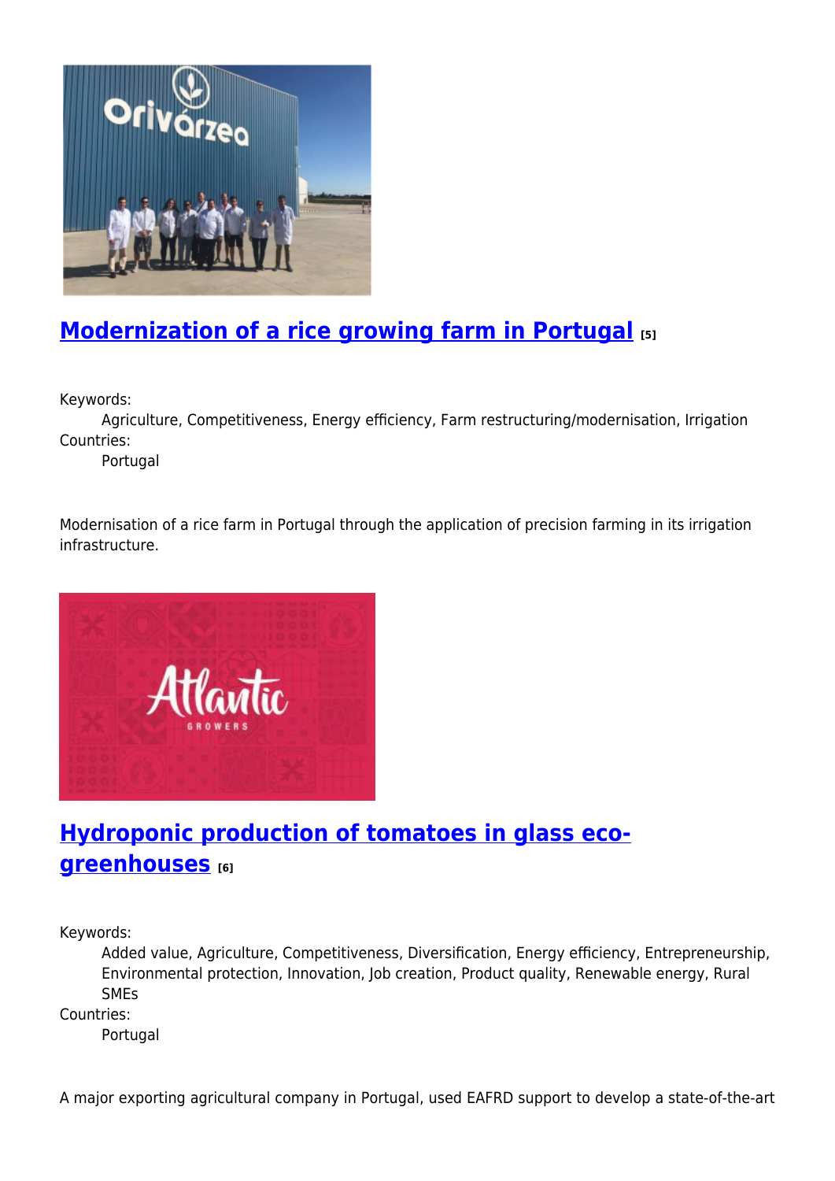## Modernization of a rice growing farm in Portugal [5]

Keywords:
: Agriculture, Competitiveness, Energy efficiency, Farm restructuring/modernisation, Irrigation

Countries:
: Portugal

Modernisation of a rice farm in Portugal through the application of precision farming in its irrigation infrastructure.

## Hydroponic production of tomatoes in glass eco-greenhouses [6]

Keywords:
: Added value, Agriculture, Competitiveness, Diversification, Energy efficiency, Entrepreneurship, Environmental protection, Innovation, Job creation, Product quality, Renewable energy, Rural SMEs

Countries:
: Portugal

A major exporting agricultural company in Portugal, used EAFRD support to develop a state-of-the-art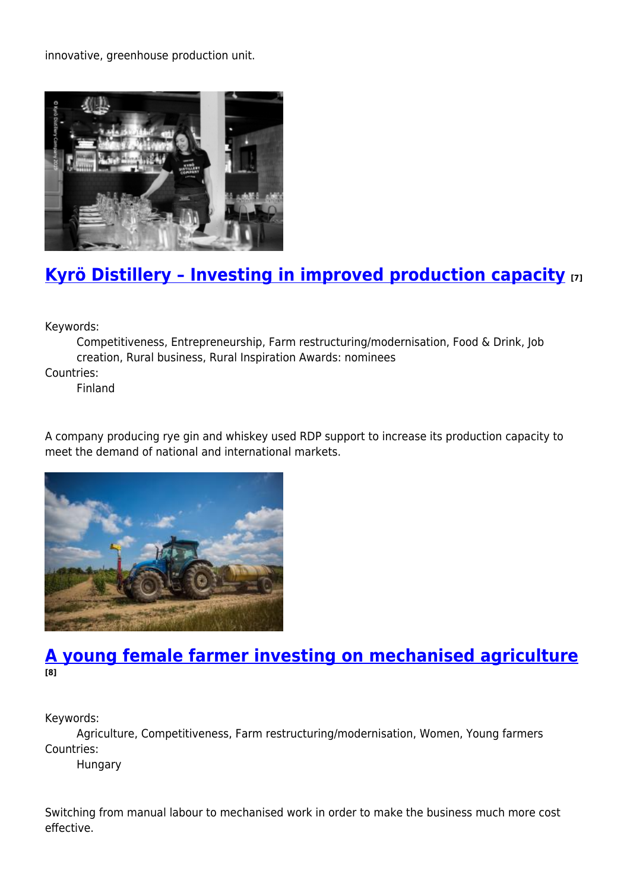innovative, greenhouse production unit.

## [Kyrö Distillery – Investing in improved production capacity](#) [7]

Keywords:

Competitiveness, Entrepreneurship, Farm restructuring/modernisation, Food & Drink, Job creation, Rural business, Rural Inspiration Awards: nominees

Countries:

Finland

A company producing rye gin and whiskey used RDP support to increase its production capacity to meet the demand of national and international markets.

## [A young female farmer investing on mechanised agriculture](#) [8]

Keywords:

Agriculture, Competitiveness, Farm restructuring/modernisation, Women, Young farmers

Countries:

Hungary

Switching from manual labour to mechanised work in order to make the business much more cost effective.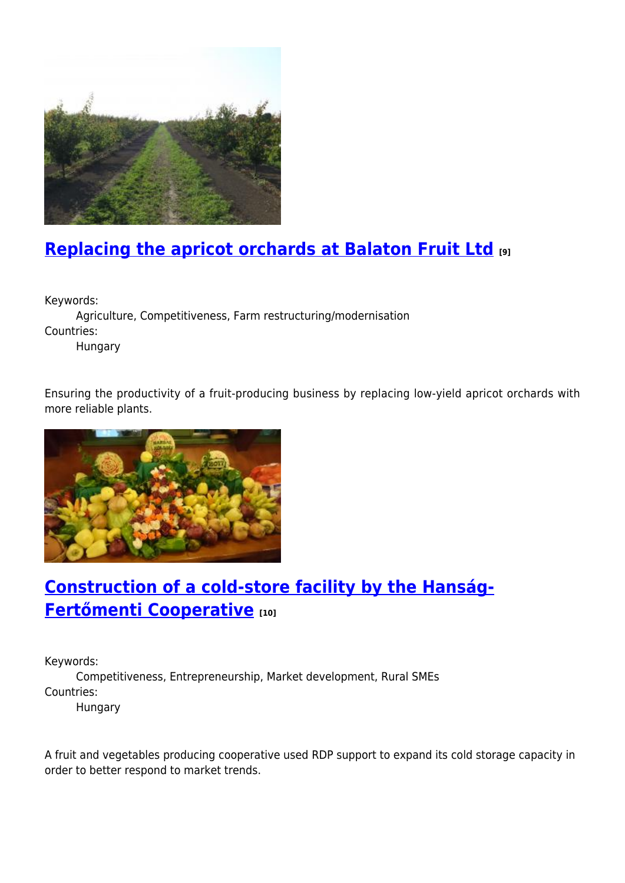## Replacing the apricot orchards at Balaton Fruit Ltd [9]

Keywords:
 Agriculture, Competitiveness, Farm restructuring/modernisation
Countries:
 Hungary

Ensuring the productivity of a fruit-producing business by replacing low-yield apricot orchards with more reliable plants.

## Construction of a cold-store facility by the Hanság-Fertőmenti Cooperative [10]

Keywords:
 Competitiveness, Entrepreneurship, Market development, Rural SMEs
Countries:
 Hungary

A fruit and vegetables producing cooperative used RDP support to expand its cold storage capacity in order to better respond to market trends.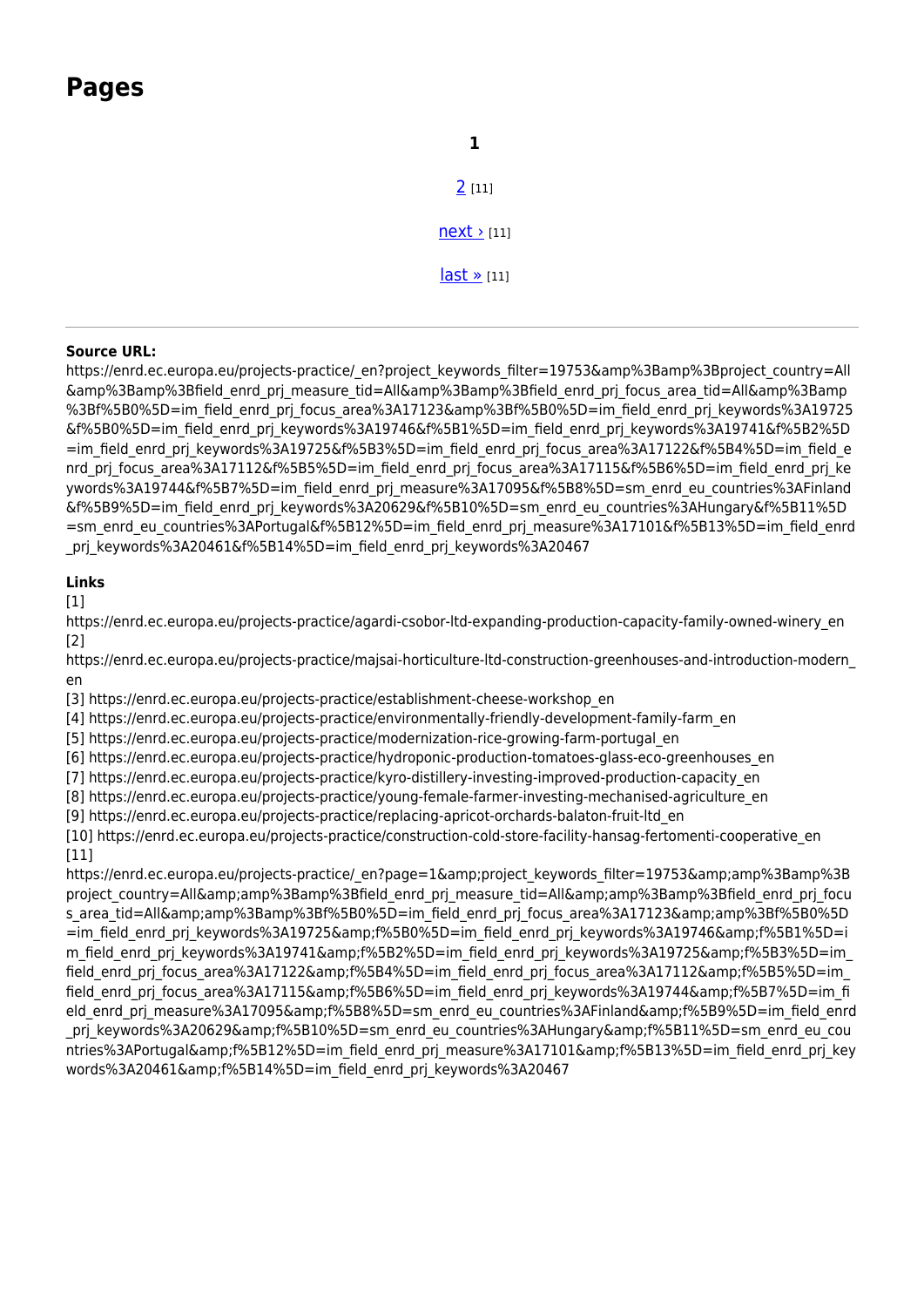# Pages

**1**

2 [11]

next › [11]

last » [11]

---

**Source URL:**
https://enrd.ec.europa.eu/projects-practice/_en?project_keywords_filter=19753&amp%3Bamp%3Bproject_country=All&amp%3Bamp%3Bfield_enrd_prj_measure_tid=All&amp%3Bamp%3Bfield_enrd_prj_focus_area_tid=All&amp%3Bamp%3Bf%5B0%5D=im_field_enrd_prj_focus_area%3A17123&amp%3Bf%5B0%5D=im_field_enrd_prj_keywords%3A19725&f%5B0%5D=im_field_enrd_prj_keywords%3A19746&f%5B1%5D=im_field_enrd_prj_keywords%3A19741&f%5B2%5D=im_field_enrd_prj_keywords%3A19725&f%5B3%5D=im_field_enrd_prj_focus_area%3A17122&f%5B4%5D=im_field_enrd_prj_focus_area%3A17112&f%5B5%5D=im_field_enrd_prj_focus_area%3A17115&f%5B6%5D=im_field_enrd_prj_keywords%3A19744&f%5B7%5D=im_field_enrd_prj_measure%3A17095&f%5B8%5D=sm_enrd_eu_countries%3AFinland&f%5B9%5D=im_field_enrd_prj_keywords%3A20629&f%5B10%5D=sm_enrd_eu_countries%3AHungary&f%5B11%5D=sm_enrd_eu_countries%3APortugal&f%5B12%5D=im_field_enrd_prj_measure%3A17101&f%5B13%5D=im_field_enrd_prj_keywords%3A20461&f%5B14%5D=im_field_enrd_prj_keywords%3A20467

**Links**

[1] https://enrd.ec.europa.eu/projects-practice/agardi-csobor-ltd-expanding-production-capacity-family-owned-winery_en

[2] https://enrd.ec.europa.eu/projects-practice/majsai-horticulture-ltd-construction-greenhouses-and-introduction-modern_en

[3] https://enrd.ec.europa.eu/projects-practice/establishment-cheese-workshop_en

[4] https://enrd.ec.europa.eu/projects-practice/environmentally-friendly-development-family-farm_en

[5] https://enrd.ec.europa.eu/projects-practice/modernization-rice-growing-farm-portugal_en

[6] https://enrd.ec.europa.eu/projects-practice/hydroponic-production-tomatoes-glass-eco-greenhouses_en

[7] https://enrd.ec.europa.eu/projects-practice/kyro-distillery-investing-improved-production-capacity_en

[8] https://enrd.ec.europa.eu/projects-practice/young-female-farmer-investing-mechanised-agriculture_en

[9] https://enrd.ec.europa.eu/projects-practice/replacing-apricot-orchards-balaton-fruit-ltd_en

[10] https://enrd.ec.europa.eu/projects-practice/construction-cold-store-facility-hansag-fertometi-cooperative_en

[11] https://enrd.ec.europa.eu/projects-practice/_en?page=1&amp;project_keywords_filter=19753&amp;amp%3Bamp%3Bproject_country=All&amp;amp%3Bamp%3Bfield_enrd_prj_measure_tid=All&amp;amp%3Bamp%3Bfield_enrd_prj_focus_area_tid=All&amp;amp%3Bamp%3Bf%5B0%5D=im_field_enrd_prj_focus_area%3A17123&amp;amp%3Bf%5B0%5D=im_field_enrd_prj_keywords%3A19725&amp;f%5B0%5D=im_field_enrd_prj_keywords%3A19746&amp;f%5B1%5D=im_field_enrd_prj_keywords%3A19741&amp;f%5B2%5D=im_field_enrd_prj_keywords%3A19725&amp;f%5B3%5D=im_field_enrd_prj_focus_area%3A17122&amp;f%5B4%5D=im_field_enrd_prj_focus_area%3A17112&amp;f%5B5%5D=im_field_enrd_prj_focus_area%3A17115&amp;f%5B6%5D=im_field_enrd_prj_keywords%3A19744&amp;f%5B7%5D=im_field_enrd_prj_measure%3A17095&amp;f%5B8%5D=sm_enrd_eu_countries%3AFinland&amp;f%5B9%5D=im_field_enrd_prj_keywords%3A20629&amp;f%5B10%5D=sm_enrd_eu_countries%3AHungary&amp;f%5B11%5D=sm_enrd_eu_countries%3APortugal&amp;f%5B12%5D=im_field_enrd_prj_measure%3A17101&amp;f%5B13%5D=im_field_enrd_prj_keywords%3A20461&amp;f%5B14%5D=im_field_enrd_prj_keywords%3A20467